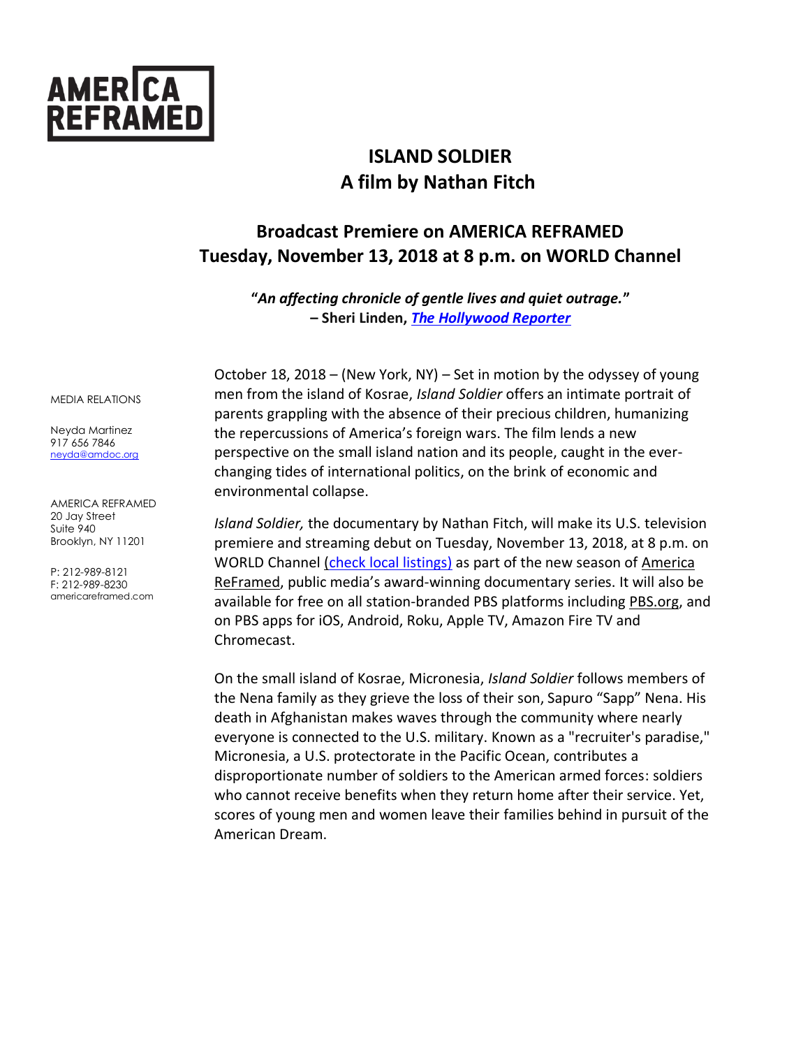AMERICA REFRAMED

# ISLAND SOLDIER
## A film by Nathan Fitch

## Broadcast Premiere on AMERICA REFRAMED
## Tuesday, November 13, 2018 at 8 p.m. on WORLD Channel

**"*An affecting chronicle of gentle lives and quiet outrage.*"**
**– Sheri Linden, *The Hollywood Reporter***

MEDIA RELATIONS

Neyda Martinez
917 656 7846
neyda@amdoc.org

AMERICA REFRAMED
20 Jay Street
Suite 940
Brooklyn, NY 11201

P: 212-989-8121
F: 212-989-8230
americareframed.com

October 18, 2018 – (New York, NY) – Set in motion by the odyssey of young men from the island of Kosrae, *Island Soldier* offers an intimate portrait of parents grappling with the absence of their precious children, humanizing the repercussions of America's foreign wars. The film lends a new perspective on the small island nation and its people, caught in the ever-changing tides of international politics, on the brink of economic and environmental collapse.

*Island Soldier,* the documentary by Nathan Fitch, will make its U.S. television premiere and streaming debut on Tuesday, November 13, 2018, at 8 p.m. on WORLD Channel (check local listings) as part of the new season of America ReFramed, public media's award-winning documentary series. It will also be available for free on all station-branded PBS platforms including PBS.org, and on PBS apps for iOS, Android, Roku, Apple TV, Amazon Fire TV and Chromecast.

On the small island of Kosrae, Micronesia, *Island Soldier* follows members of the Nena family as they grieve the loss of their son, Sapuro "Sapp" Nena. His death in Afghanistan makes waves through the community where nearly everyone is connected to the U.S. military. Known as a "recruiter's paradise," Micronesia, a U.S. protectorate in the Pacific Ocean, contributes a disproportionate number of soldiers to the American armed forces: soldiers who cannot receive benefits when they return home after their service. Yet, scores of young men and women leave their families behind in pursuit of the American Dream.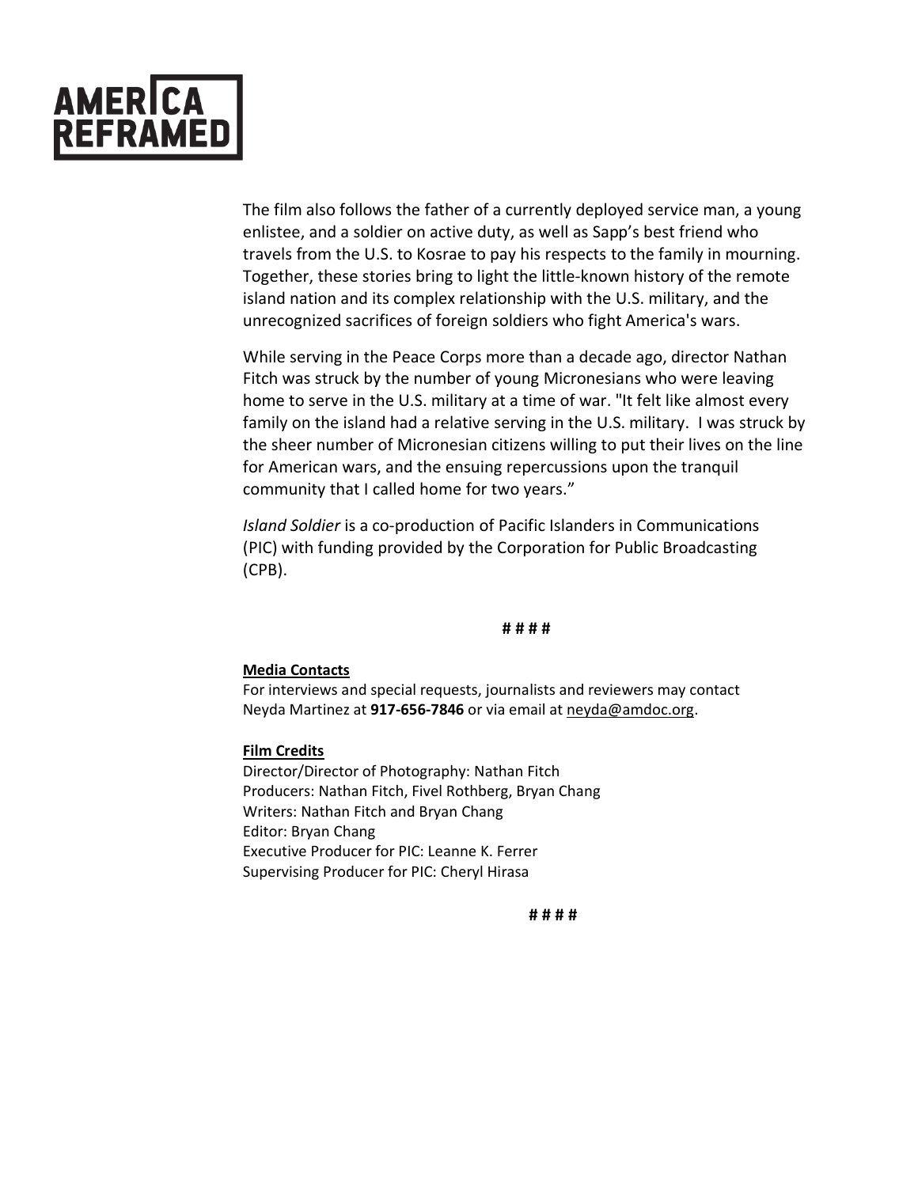The film also follows the father of a currently deployed service man, a young enlistee, and a soldier on active duty, as well as Sapp's best friend who travels from the U.S. to Kosrae to pay his respects to the family in mourning. Together, these stories bring to light the little-known history of the remote island nation and its complex relationship with the U.S. military, and the unrecognized sacrifices of foreign soldiers who fight America's wars.

While serving in the Peace Corps more than a decade ago, director Nathan Fitch was struck by the number of young Micronesians who were leaving home to serve in the U.S. military at a time of war. "It felt like almost every family on the island had a relative serving in the U.S. military. I was struck by the sheer number of Micronesian citizens willing to put their lives on the line for American wars, and the ensuing repercussions upon the tranquil community that I called home for two years."

*Island Soldier* is a co-production of Pacific Islanders in Communications (PIC) with funding provided by the Corporation for Public Broadcasting (CPB).

**# # # #**

**Media Contacts**

For interviews and special requests, journalists and reviewers may contact Neyda Martinez at **917-656-7846** or via email at neyda@amdoc.org.

**Film Credits**

Director/Director of Photography: Nathan Fitch
Producers: Nathan Fitch, Fivel Rothberg, Bryan Chang
Writers: Nathan Fitch and Bryan Chang
Editor: Bryan Chang
Executive Producer for PIC: Leanne K. Ferrer
Supervising Producer for PIC: Cheryl Hirasa

**# # # #**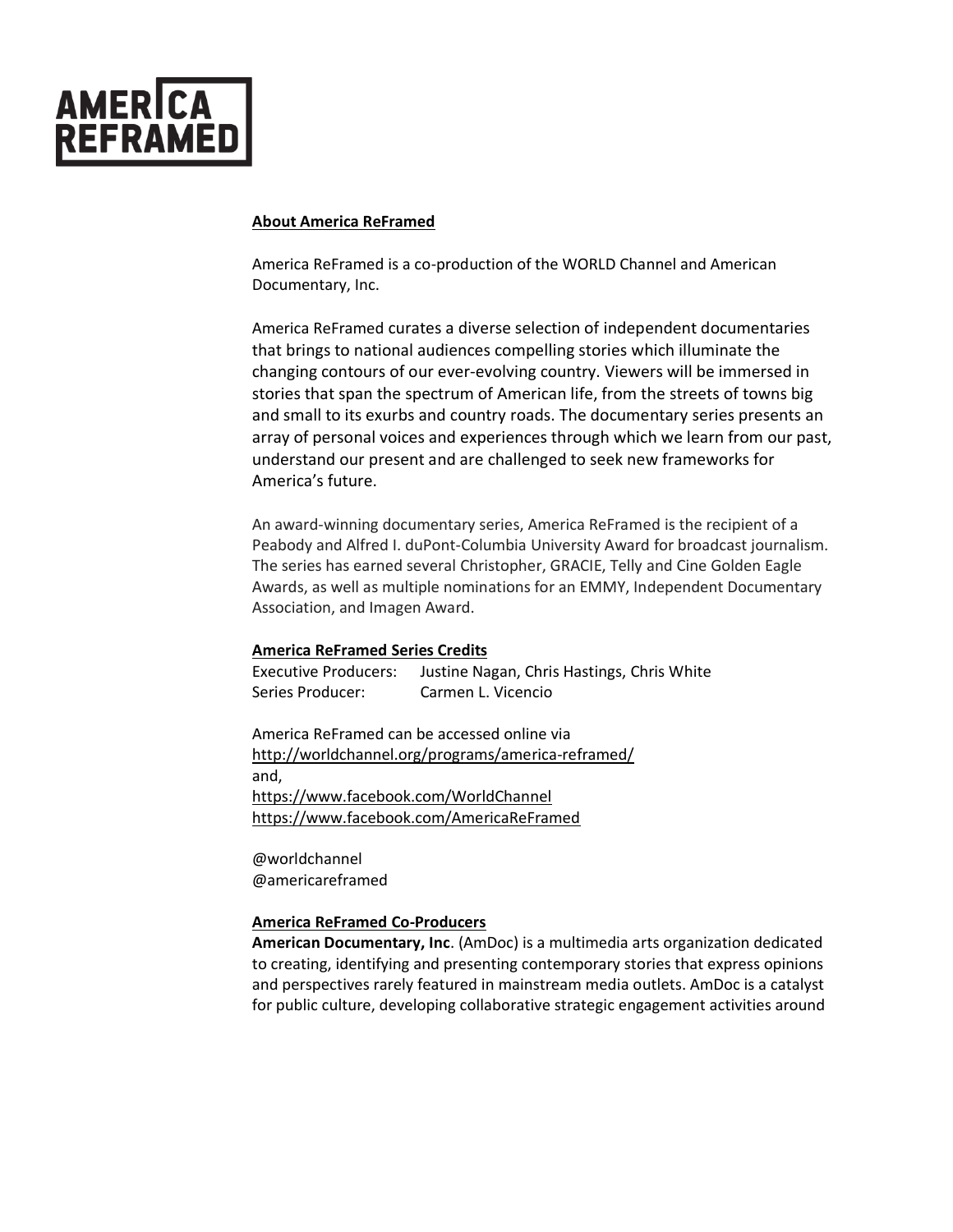# AMERICA REFRAMED

## About America ReFramed

America ReFramed is a co-production of the WORLD Channel and American Documentary, Inc.

America ReFramed curates a diverse selection of independent documentaries that brings to national audiences compelling stories which illuminate the changing contours of our ever-evolving country. Viewers will be immersed in stories that span the spectrum of American life, from the streets of towns big and small to its exurbs and country roads. The documentary series presents an array of personal voices and experiences through which we learn from our past, understand our present and are challenged to seek new frameworks for America's future.

An award-winning documentary series, America ReFramed is the recipient of a Peabody and Alfred I. duPont-Columbia University Award for broadcast journalism. The series has earned several Christopher, GRACIE, Telly and Cine Golden Eagle Awards, as well as multiple nominations for an EMMY, Independent Documentary Association, and Imagen Award.

## America ReFramed Series Credits

Executive Producers: Justine Nagan, Chris Hastings, Chris White
Series Producer: Carmen L. Vicencio

America ReFramed can be accessed online via
http://worldchannel.org/programs/america-reframed/
and,
https://www.facebook.com/WorldChannel
https://www.facebook.com/AmericaReFramed

@worldchannel
@americareframed

## America ReFramed Co-Producers

**American Documentary, Inc**. (AmDoc) is a multimedia arts organization dedicated to creating, identifying and presenting contemporary stories that express opinions and perspectives rarely featured in mainstream media outlets. AmDoc is a catalyst for public culture, developing collaborative strategic engagement activities around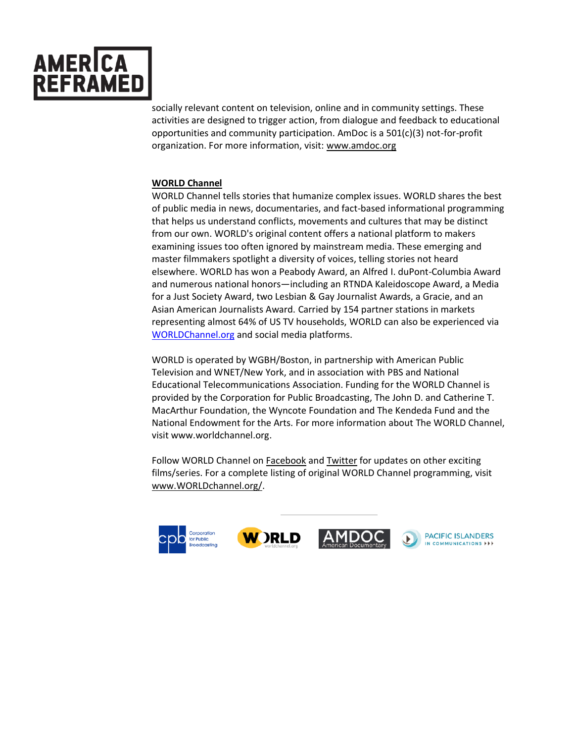socially relevant content on television, online and in community settings. These activities are designed to trigger action, from dialogue and feedback to educational opportunities and community participation. AmDoc is a 501(c)(3) not-for-profit organization. For more information, visit: www.amdoc.org

**WORLD Channel**

WORLD Channel tells stories that humanize complex issues. WORLD shares the best of public media in news, documentaries, and fact-based informational programming that helps us understand conflicts, movements and cultures that may be distinct from our own. WORLD's original content offers a national platform to makers examining issues too often ignored by mainstream media. These emerging and master filmmakers spotlight a diversity of voices, telling stories not heard elsewhere. WORLD has won a Peabody Award, an Alfred I. duPont-Columbia Award and numerous national honors—including an RTNDA Kaleidoscope Award, a Media for a Just Society Award, two Lesbian & Gay Journalist Awards, a Gracie, and an Asian American Journalists Award. Carried by 154 partner stations in markets representing almost 64% of US TV households, WORLD can also be experienced via WORLDChannel.org and social media platforms.

WORLD is operated by WGBH/Boston, in partnership with American Public Television and WNET/New York, and in association with PBS and National Educational Telecommunications Association. Funding for the WORLD Channel is provided by the Corporation for Public Broadcasting, The John D. and Catherine T. MacArthur Foundation, the Wyncote Foundation and The Kendeda Fund and the National Endowment for the Arts. For more information about The WORLD Channel, visit www.worldchannel.org.

Follow WORLD Channel on Facebook and Twitter for updates on other exciting films/series. For a complete listing of original WORLD Channel programming, visit www.WORLDchannel.org/.